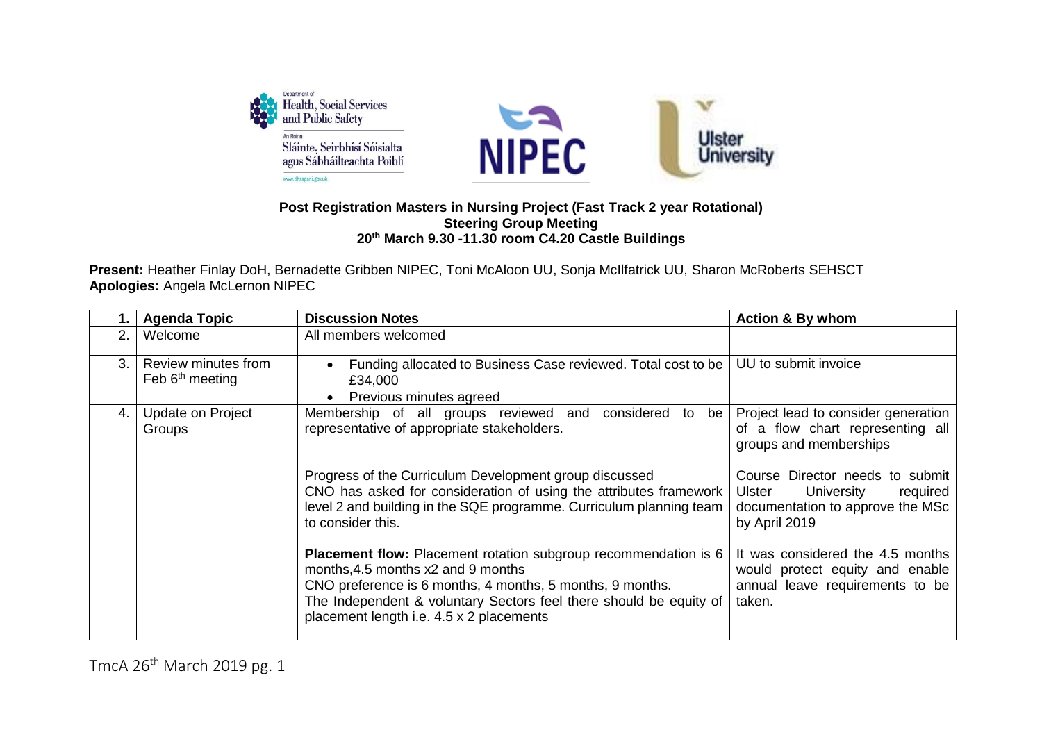**Post Registration Masters in Nursing Project (Fast Track 2 year Rotational)**
**Steering Group Meeting**
**20th March 9.30 -11.30 room C4.20 Castle Buildings**

**Present:** Heather Finlay DoH, Bernadette Gribben NIPEC, Toni McAloon UU, Sonja McIlfatrick UU, Sharon McRoberts SEHSCT
**Apologies:** Angela McLernon NIPEC

| 1. | Agenda Topic | Discussion Notes | Action & By whom |
|---|---|---|---|
| 2. | Welcome | All members welcomed | |
| 3. | Review minutes from Feb 6th meeting | • Funding allocated to Business Case reviewed. Total cost to be £34,000<br>• Previous minutes agreed | UU to submit invoice |
| 4. | Update on Project Groups | Membership of all groups reviewed and considered to be representative of appropriate stakeholders. | Project lead to consider generation of a flow chart representing all groups and memberships |
| | | Progress of the Curriculum Development group discussed<br>CNO has asked for consideration of using the attributes framework level 2 and building in the SQE programme. Curriculum planning team to consider this. | Course Director needs to submit Ulster University required documentation to approve the MSc by April 2019 |
| | | **Placement flow:** Placement rotation subgroup recommendation is 6 months,4.5 months x2 and 9 months<br>CNO preference is 6 months, 4 months, 5 months, 9 months.<br>The Independent & voluntary Sectors feel there should be equity of placement length i.e. 4.5 x 2 placements | It was considered the 4.5 months would protect equity and enable annual leave requirements to be taken. |

TmcA 26th March 2019 pg. 1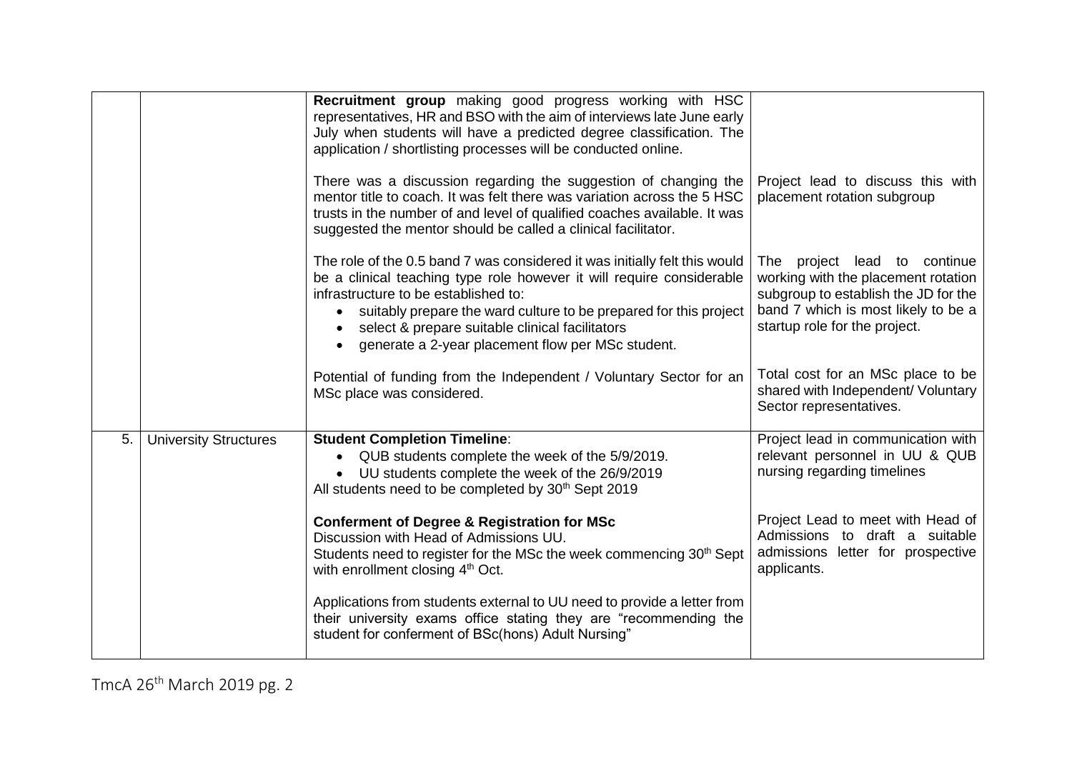| | | | |
|---|---|---|---|
| | | **Recruitment group** making good progress working with HSC representatives, HR and BSO with the aim of interviews late June early July when students will have a predicted degree classification. The application / shortlisting processes will be conducted online. | |
| | | There was a discussion regarding the suggestion of changing the mentor title to coach. It was felt there was variation across the 5 HSC trusts in the number of and level of qualified coaches available. It was suggested the mentor should be called a clinical facilitator. | Project lead to discuss this with placement rotation subgroup |
| | | The role of the 0.5 band 7 was considered it was initially felt this would be a clinical teaching type role however it will require considerable infrastructure to be established to:<br>• suitably prepare the ward culture to be prepared for this project<br>• select & prepare suitable clinical facilitators<br>• generate a 2-year placement flow per MSc student. | The project lead to continue working with the placement rotation subgroup to establish the JD for the band 7 which is most likely to be a startup role for the project. |
| | | Potential of funding from the Independent / Voluntary Sector for an MSc place was considered. | Total cost for an MSc place to be shared with Independent/ Voluntary Sector representatives. |
| 5. | University Structures | **Student Completion Timeline**:<br>• QUB students complete the week of the 5/9/2019.<br>• UU students complete the week of the 26/9/2019<br>All students need to be completed by 30th Sept 2019 | Project lead in communication with relevant personnel in UU & QUB nursing regarding timelines |
| | | **Conferment of Degree & Registration for MSc**<br>Discussion with Head of Admissions UU.<br>Students need to register for the MSc the week commencing 30th Sept with enrollment closing 4th Oct. | Project Lead to meet with Head of Admissions to draft a suitable admissions letter for prospective applicants. |
| | | Applications from students external to UU need to provide a letter from their university exams office stating they are "recommending the student for conferment of BSc(hons) Adult Nursing" | |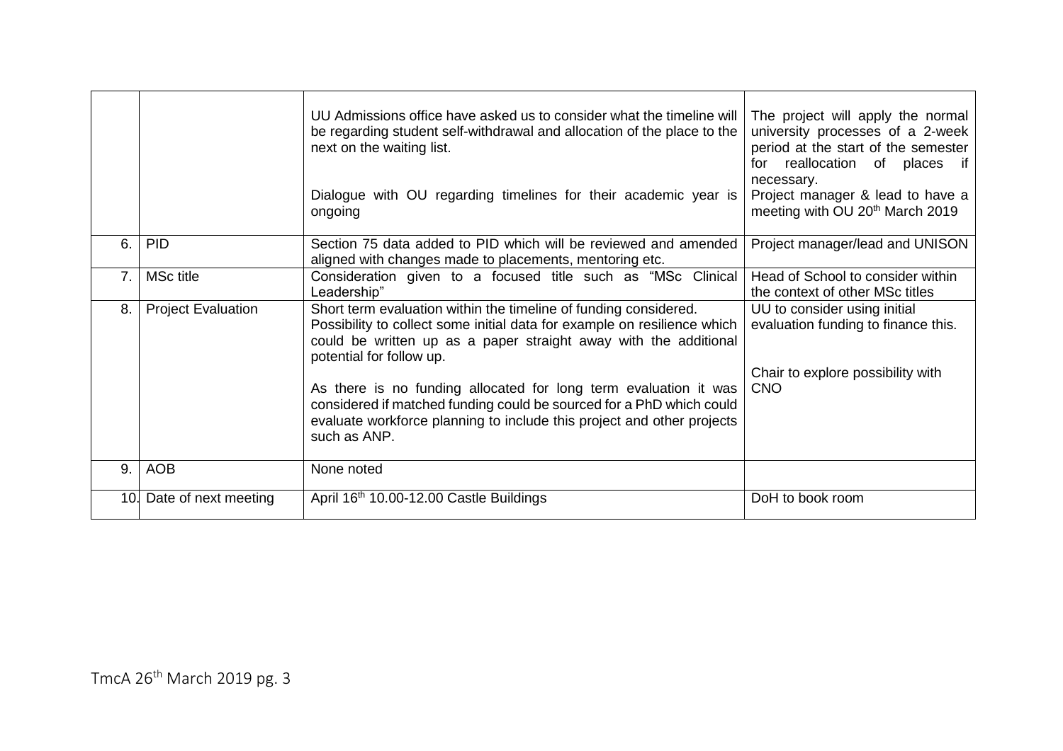| | | | |
|---|---|---|---|
| | | UU Admissions office have asked us to consider what the timeline will be regarding student self-withdrawal and allocation of the place to the next on the waiting list.<br><br>Dialogue with OU regarding timelines for their academic year is ongoing | The project will apply the normal university processes of a 2-week period at the start of the semester for reallocation of places if necessary.<br>Project manager & lead to have a meeting with OU 20th March 2019 |
| 6. | PID | Section 75 data added to PID which will be reviewed and amended aligned with changes made to placements, mentoring etc. | Project manager/lead and UNISON |
| 7. | MSc title | Consideration given to a focused title such as "MSc Clinical Leadership" | Head of School to consider within the context of other MSc titles |
| 8. | Project Evaluation | Short term evaluation within the timeline of funding considered. Possibility to collect some initial data for example on resilience which could be written up as a paper straight away with the additional potential for follow up.<br><br>As there is no funding allocated for long term evaluation it was considered if matched funding could be sourced for a PhD which could evaluate workforce planning to include this project and other projects such as ANP. | UU to consider using initial evaluation funding to finance this.<br><br>Chair to explore possibility with CNO |
| 9. | AOB | None noted | |
| 10. | Date of next meeting | April 16th 10.00-12.00 Castle Buildings | DoH to book room |